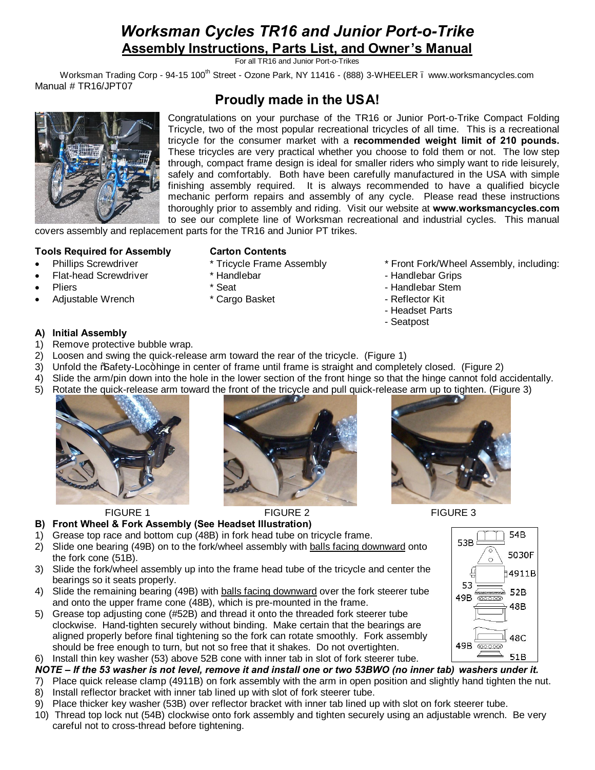# *Worksman Cycles TR16 and Junior Port-o-Trike*

## Assembly Instructions, Parts List, and Owner's Manual

For all TR16 and Junior Port-o-Trikes

Worksman Trading Corp - 94-15 100th Street - Ozone Park, NY 11416 - (888) 3-WHEELER – www.worksmancycles.com

Manual # TR16/JPT07

## Proudly made in the USA!

Congratulations on your purchase of the TR16 or Junior Port-o-Trike Compact Folding Tricycle, two of the most popular recreational tricycles of all time. This is a recreational tricycle for the consumer market with a **recommended weight limit of 210 pounds.** These tricycles are very practical whether you choose to fold them or not. The low step through, compact frame design is ideal for smaller riders who simply want to ride leisurely, safely and comfortably. Both have been carefully manufactured in the USA with simple finishing assembly required. It is always recommended to have a qualified bicycle mechanic perform repairs and assembly of any cycle. Please read these instructions thoroughly prior to assembly and riding. Visit our website at **www.worksmancycles.com** to see our complete line of Worksman recreational and industrial cycles. This manual covers assembly and replacement parts for the TR16 and Junior PT trikes.

**Tools Required for Assembly**

- Phillips Screwdriver
- Flat-head Screwdriver
- Pliers
- Adjustable Wrench

**Carton Contents**

* Tricycle Frame Assembly
* Handlebar
* Seat
* Cargo Basket
* Front Fork/Wheel Assembly, including:
  - Handlebar Grips
  - Handlebar Stem
  - Reflector Kit
  - Headset Parts
  - Seatpost

**A) Initial Assembly**

1) Remove protective bubble wrap.
2) Loosen and swing the quick-release arm toward the rear of the tricycle. (Figure 1)
3) Unfold the "Safety-Loc" hinge in center of frame until frame is straight and completely closed. (Figure 2)
4) Slide the arm/pin down into the hole in the lower section of the front hinge so that the hinge cannot fold accidentally.
5) Rotate the quick-release arm toward the front of the tricycle and pull quick-release arm up to tighten. (Figure 3)

FIGURE 1

FIGURE 2

FIGURE 3

**B) Front Wheel & Fork Assembly (See Headset Illustration)**

1) Grease top race and bottom cup (48B) in fork head tube on tricycle frame.
2) Slide one bearing (49B) on to the fork/wheel assembly with balls facing downward onto the fork cone (51B).
3) Slide the fork/wheel assembly up into the frame head tube of the tricycle and center the bearings so it seats properly.
4) Slide the remaining bearing (49B) with balls facing downward over the fork steerer tube and onto the upper frame cone (48B), which is pre-mounted in the frame.
5) Grease top adjusting cone (#52B) and thread it onto the threaded fork steerer tube clockwise. Hand-tighten securely without binding. Make certain that the bearings are aligned properly before final tightening so the fork can rotate smoothly. Fork assembly should be free enough to turn, but not so free that it shakes. Do not overtighten.
6) Install thin key washer (53) above 52B cone with inner tab in slot of fork steerer tube.

***NOTE – If the 53 washer is not level, remove it and install one or two 53BWO (no inner tab) washers under it.***

7) Place quick release clamp (4911B) on fork assembly with the arm in open position and slightly hand tighten the nut.
8) Install reflector bracket with inner tab lined up with slot of fork steerer tube.
9) Place thicker key washer (53B) over reflector bracket with inner tab lined up with slot on fork steerer tube.
10) Thread top lock nut (54B) clockwise onto fork assembly and tighten securely using an adjustable wrench. Be very careful not to cross-thread before tightening.

54B
53B
5030F
4911B
53
52B
49B
48B
48C
49B
51B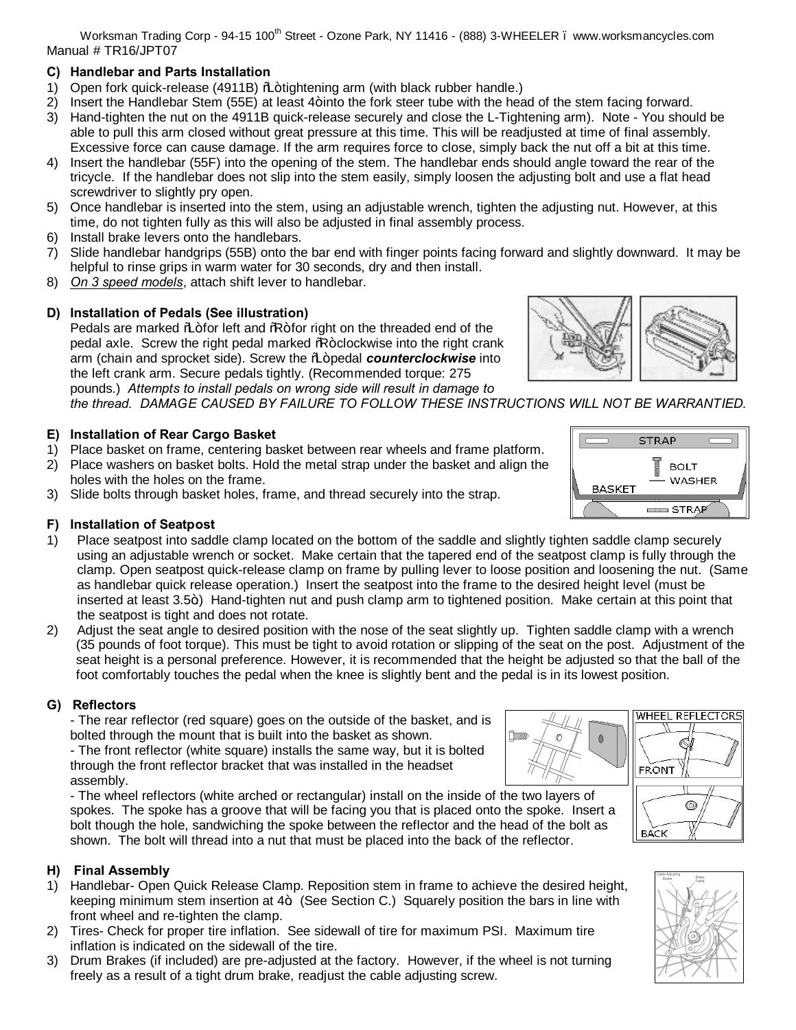Worksman Trading Corp - 94-15 100th Street - Ozone Park, NY 11416 - (888) 3-WHEELER – www.worksmancycles.com
Manual # TR16/JPT07

**C) Handlebar and Parts Installation**

1) Open fork quick-release (4911B) "L" tightening arm (with black rubber handle.)
2) Insert the Handlebar Stem (55E) at least 4" into the fork steer tube with the head of the stem facing forward.
3) Hand-tighten the nut on the 4911B quick-release securely and close the L-Tightening arm). Note - You should be able to pull this arm closed without great pressure at this time. This will be readjusted at time of final assembly. Excessive force can cause damage. If the arm requires force to close, simply back the nut off a bit at this time.
4) Insert the handlebar (55F) into the opening of the stem. The handlebar ends should angle toward the rear of the tricycle. If the handlebar does not slip into the stem easily, simply loosen the adjusting bolt and use a flat head screwdriver to slightly pry open.
5) Once handlebar is inserted into the stem, using an adjustable wrench, tighten the adjusting nut. However, at this time, do not tighten fully as this will also be adjusted in final assembly process.
6) Install brake levers onto the handlebars.
7) Slide handlebar handgrips (55B) onto the bar end with finger points facing forward and slightly downward. It may be helpful to rinse grips in warm water for 30 seconds, dry and then install.
8) *On 3 speed models*, attach shift lever to handlebar.

**D) Installation of Pedals (See illustration)**

Pedals are marked "L" for left and "R" for right on the threaded end of the pedal axle. Screw the right pedal marked "R" clockwise into the right crank arm (chain and sprocket side). Screw the "L" pedal ***counterclockwise*** into the left crank arm. Secure pedals tightly. (Recommended torque: 275 pounds.) *Attempts to install pedals on wrong side will result in damage to the thread. DAMAGE CAUSED BY FAILURE TO FOLLOW THESE INSTRUCTIONS WILL NOT BE WARRANTIED.*

**E) Installation of Rear Cargo Basket**

1) Place basket on frame, centering basket between rear wheels and frame platform.
2) Place washers on basket bolts. Hold the metal strap under the basket and align the holes with the holes on the frame.
3) Slide bolts through basket holes, frame, and thread securely into the strap.

STRAP
BOLT
WASHER
BASKET
STRAP

**F) Installation of Seatpost**

1) Place seatpost into saddle clamp located on the bottom of the saddle and slightly tighten saddle clamp securely using an adjustable wrench or socket. Make certain that the tapered end of the seatpost clamp is fully through the clamp. Open seatpost quick-release clamp on frame by pulling lever to loose position and loosening the nut. (Same as handlebar quick release operation.) Insert the seatpost into the frame to the desired height level (must be inserted at least 3.5") Hand-tighten nut and push clamp arm to tightened position. Make certain at this point that the seatpost is tight and does not rotate.
2) Adjust the seat angle to desired position with the nose of the seat slightly up. Tighten saddle clamp with a wrench (35 pounds of foot torque). This must be tight to avoid rotation or slipping of the seat on the post. Adjustment of the seat height is a personal preference. However, it is recommended that the height be adjusted so that the ball of the foot comfortably touches the pedal when the knee is slightly bent and the pedal is in its lowest position.

**G) Reflectors**

- The rear reflector (red square) goes on the outside of the basket, and is bolted through the mount that is built into the basket as shown.
- The front reflector (white square) installs the same way, but it is bolted through the front reflector bracket that was installed in the headset assembly.
- The wheel reflectors (white arched or rectangular) install on the inside of the two layers of spokes. The spoke has a groove that will be facing you that is placed onto the spoke. Insert a bolt though the hole, sandwiching the spoke between the reflector and the head of the bolt as shown. The bolt will thread into a nut that must be placed into the back of the reflector.

WHEEL REFLECTORS
FRONT
BACK

**H) Final Assembly**

1) Handlebar- Open Quick Release Clamp. Reposition stem in frame to achieve the desired height, keeping minimum stem insertion at 4" (See Section C.) Squarely position the bars in line with front wheel and re-tighten the clamp.
2) Tires- Check for proper tire inflation. See sidewall of tire for maximum PSI. Maximum tire inflation is indicated on the sidewall of the tire.
3) Drum Brakes (if included) are pre-adjusted at the factory. However, if the wheel is not turning freely as a result of a tight drum brake, readjust the cable adjusting screw.

Cable Adjusting Screw
Brake Cable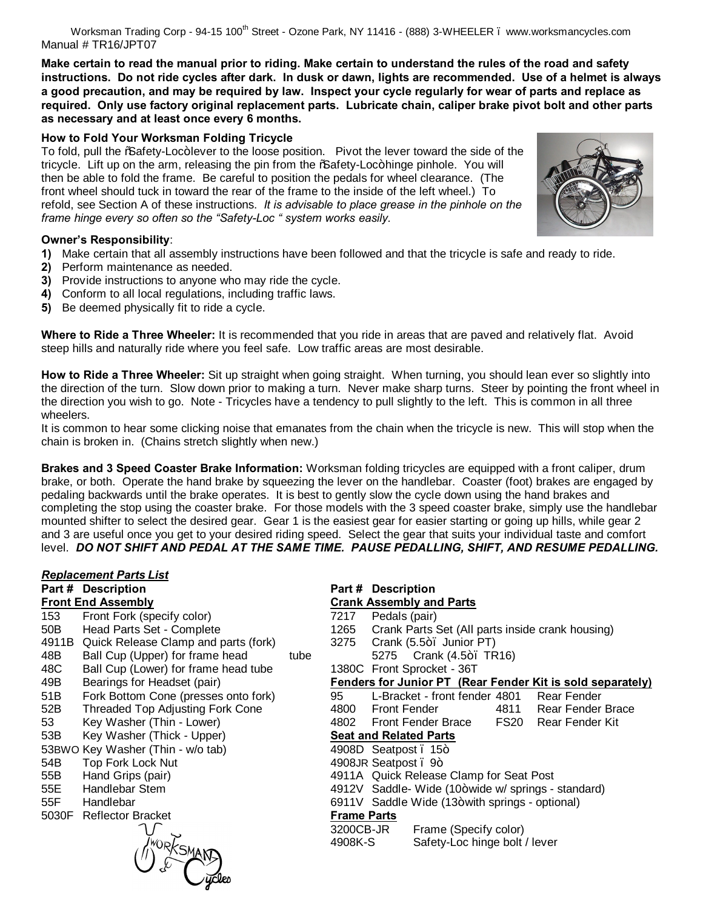Worksman Trading Corp - 94-15 100th Street - Ozone Park, NY 11416 - (888) 3-WHEELER – www.worksmancycles.com
Manual # TR16/JPT07

**Make certain to read the manual prior to riding. Make certain to understand the rules of the road and safety instructions. Do not ride cycles after dark. In dusk or dawn, lights are recommended. Use of a helmet is always a good precaution, and may be required by law. Inspect your cycle regularly for wear of parts and replace as required. Only use factory original replacement parts. Lubricate chain, caliper brake pivot bolt and other parts as necessary and at least once every 6 months.**

**How to Fold Your Worksman Folding Tricycle**

To fold, pull the "Safety-Loc" lever to the loose position. Pivot the lever toward the side of the tricycle. Lift up on the arm, releasing the pin from the "Safety-Loc" hinge pinhole. You will then be able to fold the frame. Be careful to position the pedals for wheel clearance. (The front wheel should tuck in toward the rear of the frame to the inside of the left wheel.) To refold, see Section A of these instructions. *It is advisable to place grease in the pinhole on the frame hinge every so often so the "Safety-Loc " system works easily.*

**Owner's Responsibility**:

1) Make certain that all assembly instructions have been followed and that the tricycle is safe and ready to ride.
2) Perform maintenance as needed.
3) Provide instructions to anyone who may ride the cycle.
4) Conform to all local regulations, including traffic laws.
5) Be deemed physically fit to ride a cycle.

**Where to Ride a Three Wheeler:** It is recommended that you ride in areas that are paved and relatively flat. Avoid steep hills and naturally ride where you feel safe. Low traffic areas are most desirable.

**How to Ride a Three Wheeler:** Sit up straight when going straight. When turning, you should lean ever so slightly into the direction of the turn. Slow down prior to making a turn. Never make sharp turns. Steer by pointing the front wheel in the direction you wish to go. Note - Tricycles have a tendency to pull slightly to the left. This is common in all three wheelers.

It is common to hear some clicking noise that emanates from the chain when the tricycle is new. This will stop when the chain is broken in. (Chains stretch slightly when new.)

**Brakes and 3 Speed Coaster Brake Information:** Worksman folding tricycles are equipped with a front caliper, drum brake, or both. Operate the hand brake by squeezing the lever on the handlebar. Coaster (foot) brakes are engaged by pedaling backwards until the brake operates. It is best to gently slow the cycle down using the hand brakes and completing the stop using the coaster brake. For those models with the 3 speed coaster brake, simply use the handlebar mounted shifter to select the desired gear. Gear 1 is the easiest gear for easier starting or going up hills, while gear 2 and 3 are useful once you get to your desired riding speed. Select the gear that suits your individual taste and comfort level. ***DO NOT SHIFT AND PEDAL AT THE SAME TIME. PAUSE PEDALLING, SHIFT, AND RESUME PEDALLING.***

***Replacement Parts List***

| Part # | Description |
|---|---|
| **Front End Assembly** | |
| 153 | Front Fork (specify color) |
| 50B | Head Parts Set - Complete |
| 4911B | Quick Release Clamp and parts (fork) |
| 48B | Ball Cup (Upper) for frame head tube |
| 48C | Ball Cup (Lower) for frame head tube |
| 49B | Bearings for Headset (pair) |
| 51B | Fork Bottom Cone (presses onto fork) |
| 52B | Threaded Top Adjusting Fork Cone |
| 53 | Key Washer (Thin - Lower) |
| 53B | Key Washer (Thick - Upper) |
| 53BWO | Key Washer (Thin - w/o tab) |
| 54B | Top Fork Lock Nut |
| 55B | Hand Grips (pair) |
| 55E | Handlebar Stem |
| 55F | Handlebar |
| 5030F | Reflector Bracket |

| Part # | Description |
|---|---|
| **Crank Assembly and Parts** | |
| 7217 | Pedals (pair) |
| 1265 | Crank Parts Set (All parts inside crank housing) |
| 3275 | Crank (5.5" – Junior PT) |
| 5275 | Crank (4.5" – TR16) |
| 1380C | Front Sprocket - 36T |
| **Fenders for Junior PT (Rear Fender Kit is sold separately)** | |
| 95 | L-Bracket - front fender |
| 4800 | Front Fender |
| 4802 | Front Fender Brace |
| 4801 | Rear Fender |
| 4811 | Rear Fender Brace |
| FS20 | Rear Fender Kit |
| **Seat and Related Parts** | |
| 4908D | Seatpost – 15" |
| 4908JR | Seatpost – 9" |
| 4911A | Quick Release Clamp for Seat Post |
| 4912V | Saddle- Wide (10" wide w/ springs - standard) |
| 6911V | Saddle Wide (13" with springs - optional) |
| **Frame Parts** | |
| 3200CB-JR | Frame (Specify color) |
| 4908K-S | Safety-Loc hinge bolt / lever |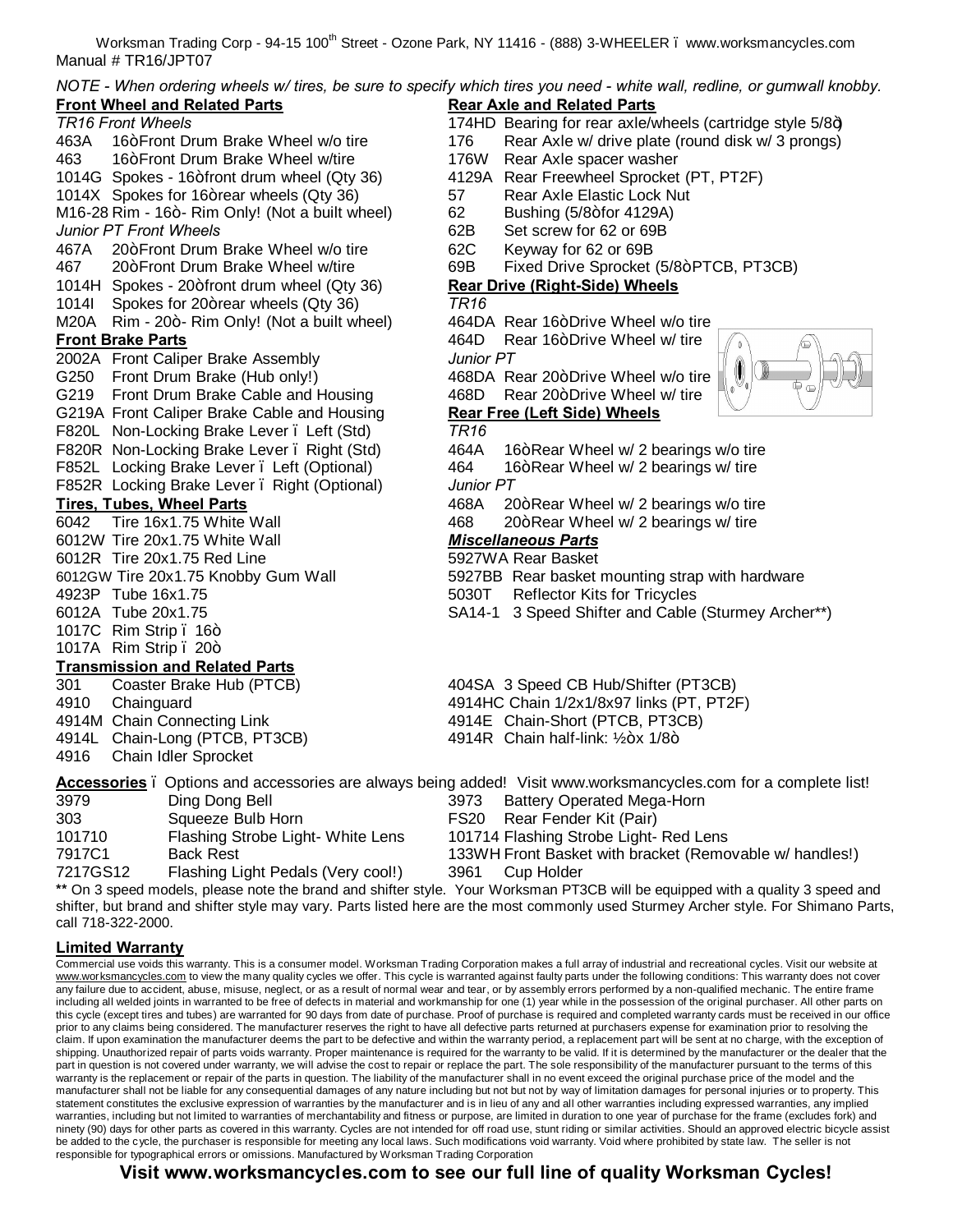Worksman Trading Corp - 94-15 100th Street - Ozone Park, NY 11416 - (888) 3-WHEELER – www.worksmancycles.com
Manual # TR16/JPT07

*NOTE - When ordering wheels w/ tires, be sure to specify which tires you need - white wall, redline, or gumwall knobby.*

**Front Wheel and Related Parts**

*TR16 Front Wheels*

463A 16" Front Drum Brake Wheel w/o tire
463 16" Front Drum Brake Wheel w/tire
1014G Spokes - 16" front drum wheel (Qty 36)
1014X Spokes for 16" rear wheels (Qty 36)
M16-28 Rim - 16" - Rim Only! (Not a built wheel)

*Junior PT Front Wheels*

467A 20" Front Drum Brake Wheel w/o tire
467 20" Front Drum Brake Wheel w/tire
1014H Spokes - 20" front drum wheel (Qty 36)
1014I Spokes for 20" rear wheels (Qty 36)
M20A Rim - 20" - Rim Only! (Not a built wheel)

**Front Brake Parts**

2002A Front Caliper Brake Assembly
G250 Front Drum Brake (Hub only!)
G219 Front Drum Brake Cable and Housing
G219A Front Caliper Brake Cable and Housing
F820L Non-Locking Brake Lever – Left (Std)
F820R Non-Locking Brake Lever – Right (Std)
F852L Locking Brake Lever – Left (Optional)
F852R Locking Brake Lever – Right (Optional)

**Tires, Tubes, Wheel Parts**

6042 Tire 16x1.75 White Wall
6012W Tire 20x1.75 White Wall
6012R Tire 20x1.75 Red Line
6012GW Tire 20x1.75 Knobby Gum Wall
4923P Tube 16x1.75
6012A Tube 20x1.75
1017C Rim Strip – 16"
1017A Rim Strip – 20"

**Transmission and Related Parts**

301 Coaster Brake Hub (PTCB)
4910 Chainguard
4914M Chain Connecting Link
4914L Chain-Long (PTCB, PT3CB)
4916 Chain Idler Sprocket
404SA 3 Speed CB Hub/Shifter (PT3CB)
4914HC Chain 1/2x1/8x97 links (PT, PT2F)
4914E Chain-Short (PTCB, PT3CB)
4914R Chain half-link: ½" x 1/8"

**Rear Axle and Related Parts**

174HD Bearing for rear axle/wheels (cartridge style 5/8")
176 Rear Axle w/ drive plate (round disk w/ 3 prongs)
176W Rear Axle spacer washer
4129A Rear Freewheel Sprocket (PT, PT2F)
57 Rear Axle Elastic Lock Nut
62 Bushing (5/8" for 4129A)
62B Set screw for 62 or 69B
62C Keyway for 62 or 69B
69B Fixed Drive Sprocket (5/8" PTCB, PT3CB)

**Rear Drive (Right-Side) Wheels**

*TR16*

464DA Rear 16" Drive Wheel w/o tire
464D Rear 16" Drive Wheel w/ tire

*Junior PT*

468DA Rear 20" Drive Wheel w/o tire
468D Rear 20" Drive Wheel w/ tire

**Rear Free (Left Side) Wheels**

*TR16*

464A 16" Rear Wheel w/ 2 bearings w/o tire
464 16" Rear Wheel w/ 2 bearings w/ tire

*Junior PT*

468A 20" Rear Wheel w/ 2 bearings w/o tire
468 20" Rear Wheel w/ 2 bearings w/ tire

***Miscellaneous Parts***

5927WA Rear Basket
5927BB Rear basket mounting strap with hardware
5030T Reflector Kits for Tricycles
SA14-1 3 Speed Shifter and Cable (Sturmey Archer**)

**Accessories** – Options and accessories are always being added! Visit www.worksmancycles.com for a complete list!

| | | | |
|---|---|---|---|
| 3979 | Ding Dong Bell | 3973 | Battery Operated Mega-Horn |
| 303 | Squeeze Bulb Horn | FS20 | Rear Fender Kit (Pair) |
| 101710 | Flashing Strobe Light- White Lens | 101714 | Flashing Strobe Light- Red Lens |
| 7917C1 | Back Rest | 133WH | Front Basket with bracket (Removable w/ handles!) |
| 7217GS12 | Flashing Light Pedals (Very cool!) | 3961 | Cup Holder |

** On 3 speed models, please note the brand and shifter style. Your Worksman PT3CB will be equipped with a quality 3 speed and shifter, but brand and shifter style may vary. Parts listed here are the most commonly used Sturmey Archer style. For Shimano Parts, call 718-322-2000.

**Limited Warranty**

Commercial use voids this warranty. This is a consumer model. Worksman Trading Corporation makes a full array of industrial and recreational cycles. Visit our website at www.worksmancycles.com to view the many quality cycles we offer. This cycle is warranted against faulty parts under the following conditions: This warranty does not cover any failure due to accident, abuse, misuse, neglect, or as a result of normal wear and tear, or by assembly errors performed by a non-qualified mechanic. The entire frame including all welded joints in warranted to be free of defects in material and workmanship for one (1) year while in the possession of the original purchaser. All other parts on this cycle (except tires and tubes) are warranted for 90 days from date of purchase. Proof of purchase is required and completed warranty cards must be received in our office prior to any claims being considered. The manufacturer reserves the right to have all defective parts returned at purchasers expense for examination prior to resolving the claim. If upon examination the manufacturer deems the part to be defective and within the warranty period, a replacement part will be sent at no charge, with the exception of shipping. Unauthorized repair of parts voids warranty. Proper maintenance is required for the warranty to be valid. If it is determined by the manufacturer or the dealer that the part in question is not covered under warranty, we will advise the cost to repair or replace the part. The sole responsibility of the manufacturer pursuant to the terms of this warranty is the replacement or repair of the parts in question. The liability of the manufacturer shall in no event exceed the original purchase price of the model and the manufacturer shall not be liable for any consequential damages of any nature including but not but not by way of limitation damages for personal injuries or to property. This statement constitutes the exclusive expression of warranties by the manufacturer and is in lieu of any and all other warranties including expressed warranties, any implied warranties, including but not limited to warranties of merchantability and fitness or purpose, are limited in duration to one year of purchase for the frame (excludes fork) and ninety (90) days for other parts as covered in this warranty. Cycles are not intended for off road use, stunt riding or similar activities. Should an approved electric bicycle assist be added to the cycle, the purchaser is responsible for meeting any local laws. Such modifications void warranty. Void where prohibited by state law. The seller is not responsible for typographical errors or omissions. Manufactured by Worksman Trading Corporation

**Visit www.worksmancycles.com to see our full line of quality Worksman Cycles!**